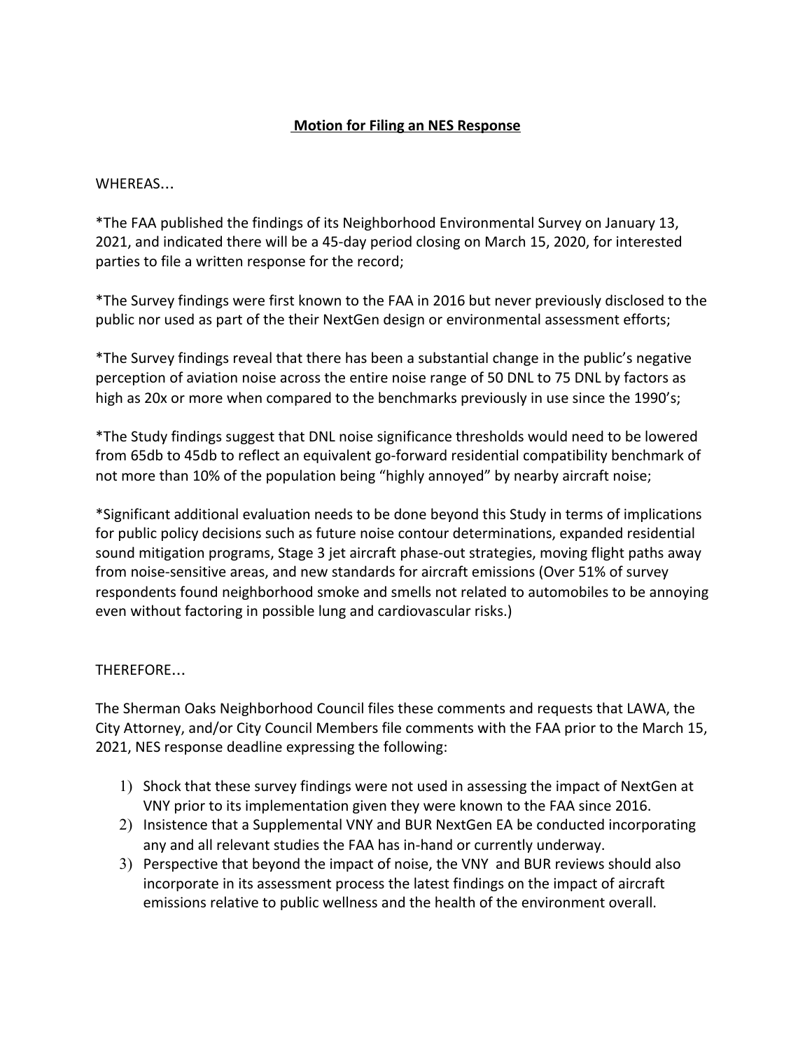## Motion for Filing an NES Response

WHEREAS…

*The FAA published the findings of its Neighborhood Environmental Survey on January 13, 2021, and indicated there will be a 45-day period closing on March 15, 2020, for interested parties to file a written response for the record;

*The Survey findings were first known to the FAA in 2016 but never previously disclosed to the public nor used as part of the their NextGen design or environmental assessment efforts;

*The Survey findings reveal that there has been a substantial change in the public's negative perception of aviation noise across the entire noise range of 50 DNL to 75 DNL by factors as high as 20x or more when compared to the benchmarks previously in use since the 1990's;

*The Study findings suggest that DNL noise significance thresholds would need to be lowered from 65db to 45db to reflect an equivalent go-forward residential compatibility benchmark of not more than 10% of the population being "highly annoyed" by nearby aircraft noise;

*Significant additional evaluation needs to be done beyond this Study in terms of implications for public policy decisions such as future noise contour determinations, expanded residential sound mitigation programs, Stage 3 jet aircraft phase-out strategies, moving flight paths away from noise-sensitive areas, and new standards for aircraft emissions (Over 51% of survey respondents found neighborhood smoke and smells not related to automobiles to be annoying even without factoring in possible lung and cardiovascular risks.)

THEREFORE…

The Sherman Oaks Neighborhood Council files these comments and requests that LAWA, the City Attorney, and/or City Council Members file comments with the FAA prior to the March 15, 2021, NES response deadline expressing the following:

1) Shock that these survey findings were not used in assessing the impact of NextGen at VNY prior to its implementation given they were known to the FAA since 2016.
2) Insistence that a Supplemental VNY and BUR NextGen EA be conducted incorporating any and all relevant studies the FAA has in-hand or currently underway.
3) Perspective that beyond the impact of noise, the VNY and BUR reviews should also incorporate in its assessment process the latest findings on the impact of aircraft emissions relative to public wellness and the health of the environment overall.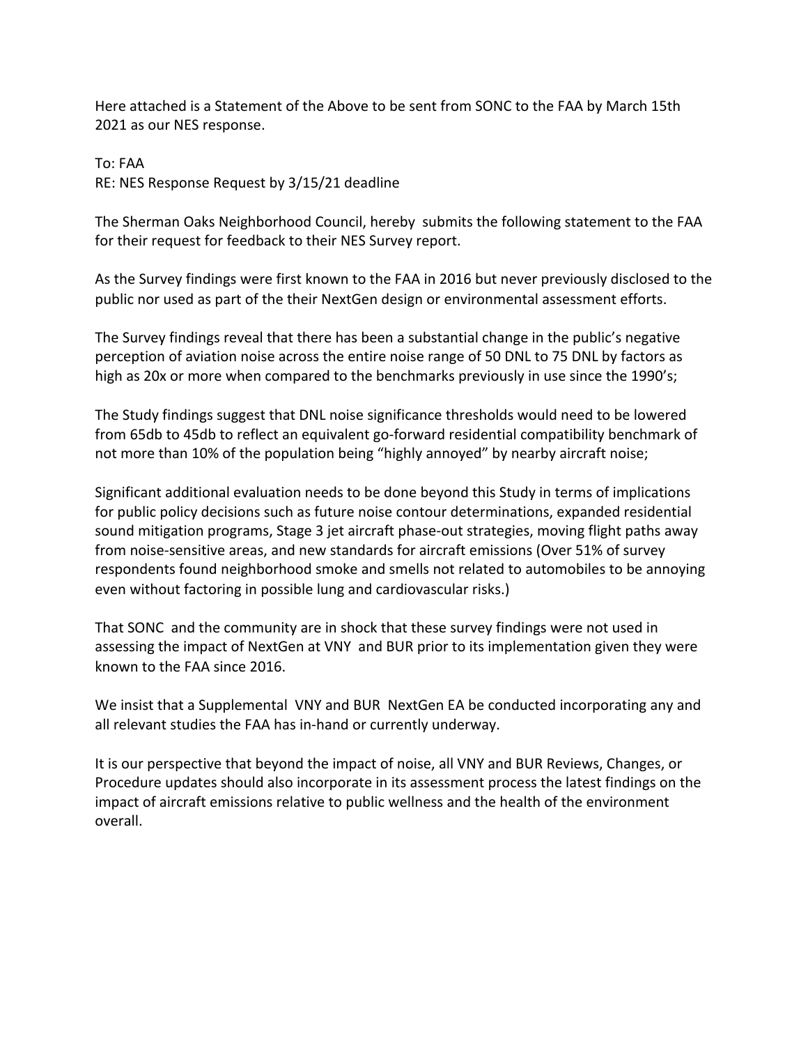Here attached is a Statement of the Above to be sent from SONC to the FAA by March 15th 2021 as our NES response.

To: FAA
RE: NES Response Request by 3/15/21 deadline

The Sherman Oaks Neighborhood Council, hereby submits the following statement to the FAA for their request for feedback to their NES Survey report.

As the Survey findings were first known to the FAA in 2016 but never previously disclosed to the public nor used as part of the their NextGen design or environmental assessment efforts.

The Survey findings reveal that there has been a substantial change in the public's negative perception of aviation noise across the entire noise range of 50 DNL to 75 DNL by factors as high as 20x or more when compared to the benchmarks previously in use since the 1990's;

The Study findings suggest that DNL noise significance thresholds would need to be lowered from 65db to 45db to reflect an equivalent go-forward residential compatibility benchmark of not more than 10% of the population being "highly annoyed" by nearby aircraft noise;

Significant additional evaluation needs to be done beyond this Study in terms of implications for public policy decisions such as future noise contour determinations, expanded residential sound mitigation programs, Stage 3 jet aircraft phase-out strategies, moving flight paths away from noise-sensitive areas, and new standards for aircraft emissions (Over 51% of survey respondents found neighborhood smoke and smells not related to automobiles to be annoying even without factoring in possible lung and cardiovascular risks.)

That SONC and the community are in shock that these survey findings were not used in assessing the impact of NextGen at VNY and BUR prior to its implementation given they were known to the FAA since 2016.

We insist that a Supplemental VNY and BUR NextGen EA be conducted incorporating any and all relevant studies the FAA has in-hand or currently underway.

It is our perspective that beyond the impact of noise, all VNY and BUR Reviews, Changes, or Procedure updates should also incorporate in its assessment process the latest findings on the impact of aircraft emissions relative to public wellness and the health of the environment overall.